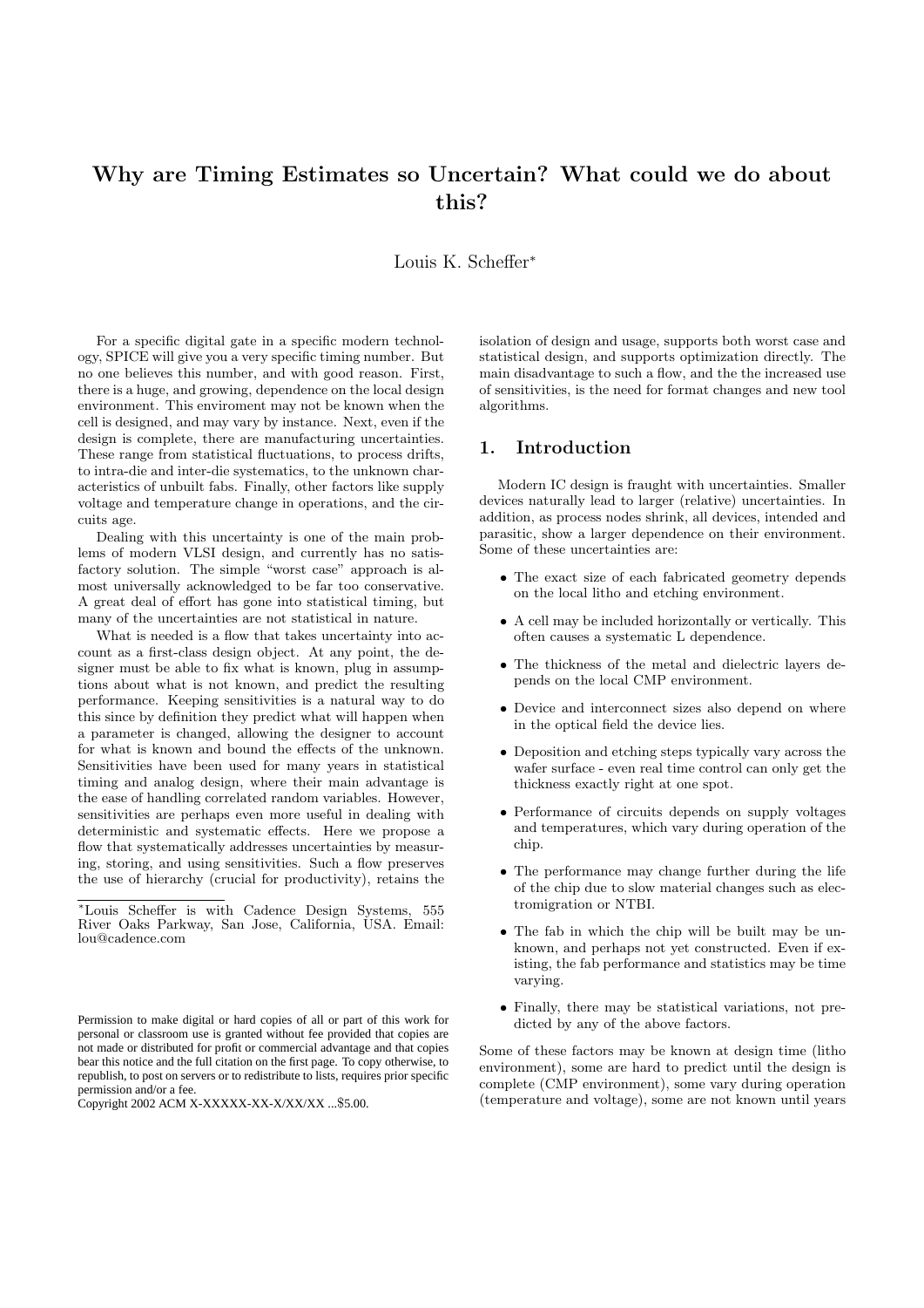# Why are Timing Estimates so Uncertain? What could we do about this?

Louis K. Scheffer*

For a specific digital gate in a specific modern technology, SPICE will give you a very specific timing number. But no one believes this number, and with good reason. First, there is a huge, and growing, dependence on the local design environment. This enviroment may not be known when the cell is designed, and may vary by instance. Next, even if the design is complete, there are manufacturing uncertainties. These range from statistical fluctuations, to process drifts, to intra-die and inter-die systematics, to the unknown characteristics of unbuilt fabs. Finally, other factors like supply voltage and temperature change in operations, and the circuits age.

Dealing with this uncertainty is one of the main problems of modern VLSI design, and currently has no satisfactory solution. The simple "worst case" approach is almost universally acknowledged to be far too conservative. A great deal of effort has gone into statistical timing, but many of the uncertainties are not statistical in nature.

What is needed is a flow that takes uncertainty into account as a first-class design object. At any point, the designer must be able to fix what is known, plug in assumptions about what is not known, and predict the resulting performance. Keeping sensitivities is a natural way to do this since by definition they predict what will happen when a parameter is changed, allowing the designer to account for what is known and bound the effects of the unknown. Sensitivities have been used for many years in statistical timing and analog design, where their main advantage is the ease of handling correlated random variables. However, sensitivities are perhaps even more useful in dealing with deterministic and systematic effects. Here we propose a flow that systematically addresses uncertainties by measuring, storing, and using sensitivities. Such a flow preserves the use of hierarchy (crucial for productivity), retains the isolation of design and usage, supports both worst case and statistical design, and supports optimization directly. The main disadvantage to such a flow, and the the increased use of sensitivities, is the need for format changes and new tool algorithms.

*Louis Scheffer is with Cadence Design Systems, 555 River Oaks Parkway, San Jose, California, USA. Email: lou@cadence.com

Permission to make digital or hard copies of all or part of this work for personal or classroom use is granted without fee provided that copies are not made or distributed for profit or commercial advantage and that copies bear this notice and the full citation on the first page. To copy otherwise, to republish, to post on servers or to redistribute to lists, requires prior specific permission and/or a fee.
Copyright 2002 ACM X-XXXXX-XX-X/XX/XX ...$5.00.

## 1. Introduction

Modern IC design is fraught with uncertainties. Smaller devices naturally lead to larger (relative) uncertainties. In addition, as process nodes shrink, all devices, intended and parasitic, show a larger dependence on their environment. Some of these uncertainties are:

- The exact size of each fabricated geometry depends on the local litho and etching environment.
- A cell may be included horizontally or vertically. This often causes a systematic L dependence.
- The thickness of the metal and dielectric layers depends on the local CMP environment.
- Device and interconnect sizes also depend on where in the optical field the device lies.
- Deposition and etching steps typically vary across the wafer surface - even real time control can only get the thickness exactly right at one spot.
- Performance of circuits depends on supply voltages and temperatures, which vary during operation of the chip.
- The performance may change further during the life of the chip due to slow material changes such as electromigration or NTBI.
- The fab in which the chip will be built may be unknown, and perhaps not yet constructed. Even if existing, the fab performance and statistics may be time varying.
- Finally, there may be statistical variations, not predicted by any of the above factors.

Some of these factors may be known at design time (litho environment), some are hard to predict until the design is complete (CMP environment), some vary during operation (temperature and voltage), some are not known until years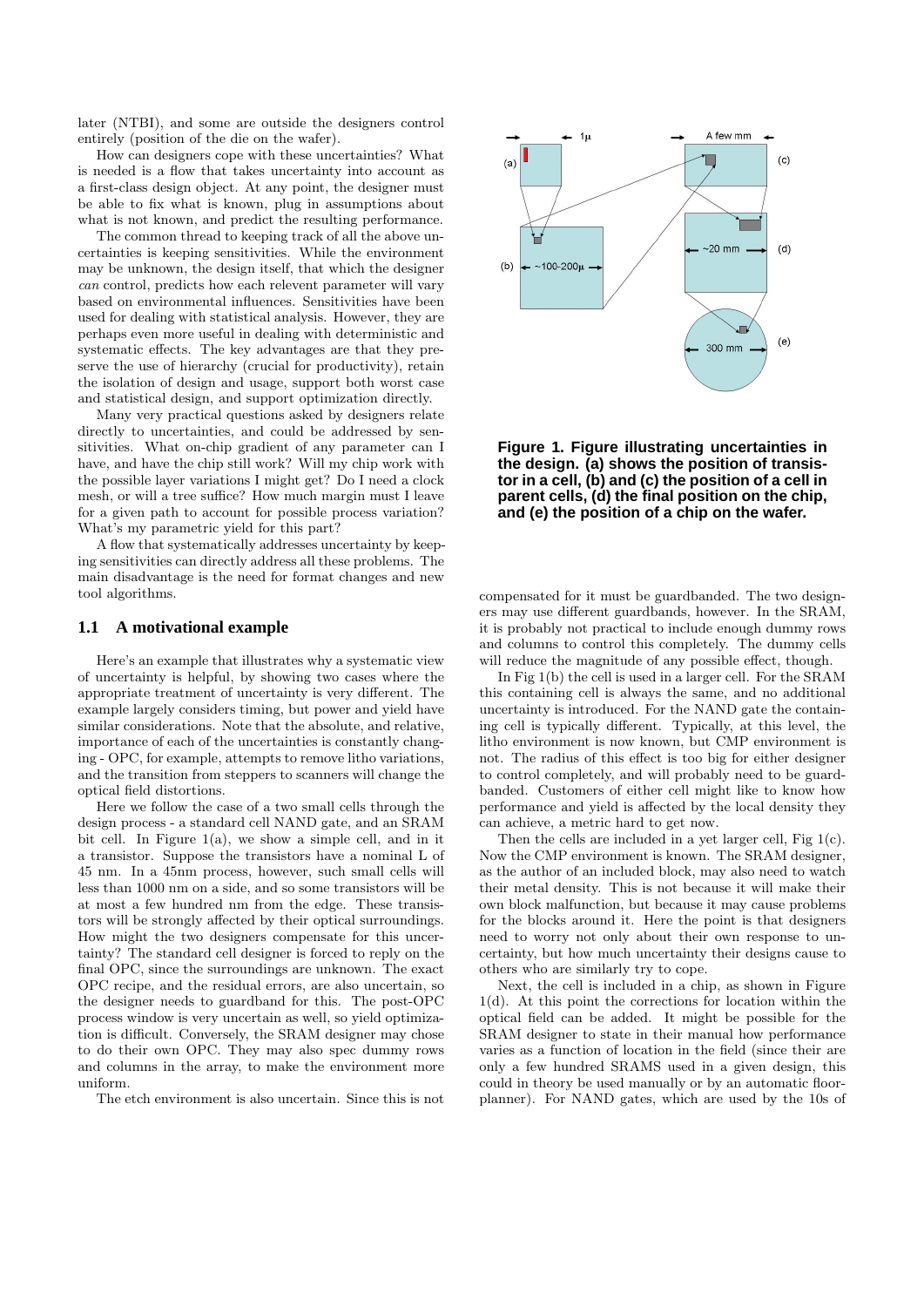later (NTBI), and some are outside the designers control entirely (position of the die on the wafer).

How can designers cope with these uncertainties? What is needed is a flow that takes uncertainty into account as a first-class design object. At any point, the designer must be able to fix what is known, plug in assumptions about what is not known, and predict the resulting performance.

The common thread to keeping track of all the above uncertainties is keeping sensitivities. While the environment may be unknown, the design itself, that which the designer *can* control, predicts how each relevent parameter will vary based on environmental influences. Sensitivities have been used for dealing with statistical analysis. However, they are perhaps even more useful in dealing with deterministic and systematic effects. The key advantages are that they preserve the use of hierarchy (crucial for productivity), retain the isolation of design and usage, support both worst case and statistical design, and support optimization directly.

Many very practical questions asked by designers relate directly to uncertainties, and could be addressed by sensitivities. What on-chip gradient of any parameter can I have, and have the chip still work? Will my chip work with the possible layer variations I might get? Do I need a clock mesh, or will a tree suffice? How much margin must I leave for a given path to account for possible process variation? What's my parametric yield for this part?

A flow that systematically addresses uncertainty by keeping sensitivities can directly address all these problems. The main disadvantage is the need for format changes and new tool algorithms.

### 1.1 A motivational example

Here's an example that illustrates why a systematic view of uncertainty is helpful, by showing two cases where the appropriate treatment of uncertainty is very different. The example largely considers timing, but power and yield have similar considerations. Note that the absolute, and relative, importance of each of the uncertainties is constantly changing - OPC, for example, attempts to remove litho variations, and the transition from steppers to scanners will change the optical field distortions.

Here we follow the case of a two small cells through the design process - a standard cell NAND gate, and an SRAM bit cell. In Figure 1(a), we show a simple cell, and in it a transistor. Suppose the transistors have a nominal L of 45 nm. In a 45nm process, however, such small cells will less than 1000 nm on a side, and so some transistors will be at most a few hundred nm from the edge. These transistors will be strongly affected by their optical surroundings. How might the two designers compensate for this uncertainty? The standard cell designer is forced to reply on the final OPC, since the surroundings are unknown. The exact OPC recipe, and the residual errors, are also uncertain, so the designer needs to guardband for this. The post-OPC process window is very uncertain as well, so yield optimization is difficult. Conversely, the SRAM designer may chose to do their own OPC. They may also spec dummy rows and columns in the array, to make the environment more uniform.

The etch environment is also uncertain. Since this is not compensated for it must be guardbanded. The two designers may use different guardbands, however. In the SRAM, it is probably not practical to include enough dummy rows and columns to control this completely. The dummy cells will reduce the magnitude of any possible effect, though.

In Fig 1(b) the cell is used in a larger cell. For the SRAM this containing cell is always the same, and no additional uncertainty is introduced. For the NAND gate the containing cell is typically different. Typically, at this level, the litho environment is now known, but CMP environment is not. The radius of this effect is too big for either designer to control completely, and will probably need to be guardbanded. Customers of either cell might like to know how performance and yield is affected by the local density they can achieve, a metric hard to get now.

Then the cells are included in a yet larger cell, Fig 1(c). Now the CMP environment is known. The SRAM designer, as the author of an included block, may also need to watch their metal density. This is not because it will make their own block malfunction, but because it may cause problems for the blocks around it. Here the point is that designers need to worry not only about their own response to uncertainty, but how much uncertainty their designs cause to others who are similarly try to cope.

**Figure 1. Figure illustrating uncertainties in the design. (a) shows the position of transistor in a cell, (b) and (c) the position of a cell in parent cells, (d) the final position on the chip, and (e) the position of a chip on the wafer.**

Next, the cell is included in a chip, as shown in Figure 1(d). At this point the corrections for location within the optical field can be added. It might be possible for the SRAM designer to state in their manual how performance varies as a function of location in the field (since their are only a few hundred SRAMS used in a given design, this could in theory be used manually or by an automatic floorplanner). For NAND gates, which are used by the 10s of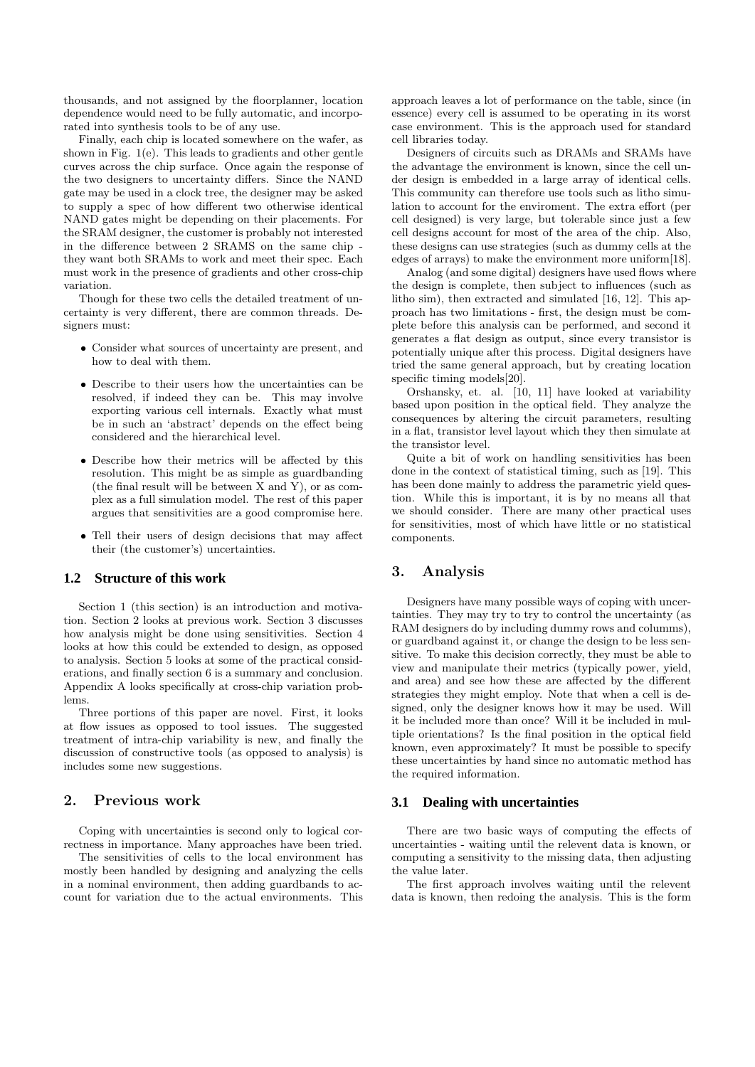thousands, and not assigned by the floorplanner, location dependence would need to be fully automatic, and incorporated into synthesis tools to be of any use.

Finally, each chip is located somewhere on the wafer, as shown in Fig. 1(e). This leads to gradients and other gentle curves across the chip surface. Once again the response of the two designers to uncertainty differs. Since the NAND gate may be used in a clock tree, the designer may be asked to supply a spec of how different two otherwise identical NAND gates might be depending on their placements. For the SRAM designer, the customer is probably not interested in the difference between 2 SRAMS on the same chip - they want both SRAMs to work and meet their spec. Each must work in the presence of gradients and other cross-chip variation.

Though for these two cells the detailed treatment of uncertainty is very different, there are common threads. Designers must:

- Consider what sources of uncertainty are present, and how to deal with them.
- Describe to their users how the uncertainties can be resolved, if indeed they can be. This may involve exporting various cell internals. Exactly what must be in such an 'abstract' depends on the effect being considered and the hierarchical level.
- Describe how their metrics will be affected by this resolution. This might be as simple as guardbanding (the final result will be between X and Y), or as complex as a full simulation model. The rest of this paper argues that sensitivities are a good compromise here.
- Tell their users of design decisions that may affect their (the customer's) uncertainties.

### 1.2 Structure of this work

Section 1 (this section) is an introduction and motivation. Section 2 looks at previous work. Section 3 discusses how analysis might be done using sensitivities. Section 4 looks at how this could be extended to design, as opposed to analysis. Section 5 looks at some of the practical considerations, and finally section 6 is a summary and conclusion. Appendix A looks specifically at cross-chip variation problems.

Three portions of this paper are novel. First, it looks at flow issues as opposed to tool issues. The suggested treatment of intra-chip variability is new, and finally the discussion of constructive tools (as opposed to analysis) is includes some new suggestions.

## 2. Previous work

Coping with uncertainties is second only to logical correctness in importance. Many approaches have been tried.

The sensitivities of cells to the local environment has mostly been handled by designing and analyzing the cells in a nominal environment, then adding guardbands to account for variation due to the actual environments. This approach leaves a lot of performance on the table, since (in essence) every cell is assumed to be operating in its worst case environment. This is the approach used for standard cell libraries today.

Designers of circuits such as DRAMs and SRAMs have the advantage the environment is known, since the cell under design is embedded in a large array of identical cells. This community can therefore use tools such as litho simulation to account for the enviroment. The extra effort (per cell designed) is very large, but tolerable since just a few cell designs account for most of the area of the chip. Also, these designs can use strategies (such as dummy cells at the edges of arrays) to make the environment more uniform[18].

Analog (and some digital) designers have used flows where the design is complete, then subject to influences (such as litho sim), then extracted and simulated [16, 12]. This approach has two limitations - first, the design must be complete before this analysis can be performed, and second it generates a flat design as output, since every transistor is potentially unique after this process. Digital designers have tried the same general approach, but by creating location specific timing models[20].

Orshansky, et. al. [10, 11] have looked at variability based upon position in the optical field. They analyze the consequences by altering the circuit parameters, resulting in a flat, transistor level layout which they then simulate at the transistor level.

Quite a bit of work on handling sensitivities has been done in the context of statistical timing, such as [19]. This has been done mainly to address the parametric yield question. While this is important, it is by no means all that we should consider. There are many other practical uses for sensitivities, most of which have little or no statistical components.

## 3. Analysis

Designers have many possible ways of coping with uncertainties. They may try to try to control the uncertainty (as RAM designers do by including dummy rows and colummns), or guardband against it, or change the design to be less sensitive. To make this decision correctly, they must be able to view and manipulate their metrics (typically power, yield, and area) and see how these are affected by the different strategies they might employ. Note that when a cell is designed, only the designer knows how it may be used. Will it be included more than once? Will it be included in multiple orientations? Is the final position in the optical field known, even approximately? It must be possible to specify these uncertainties by hand since no automatic method has the required information.

### 3.1 Dealing with uncertainties

There are two basic ways of computing the effects of uncertainties - waiting until the relevent data is known, or computing a sensitivity to the missing data, then adjusting the value later.

The first approach involves waiting until the relevent data is known, then redoing the analysis. This is the form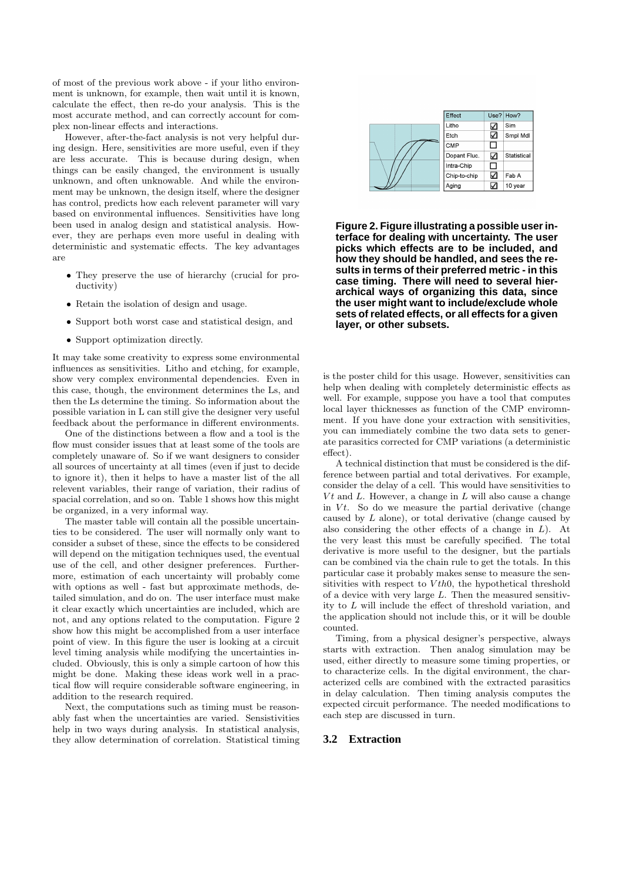of most of the previous work above - if your litho environment is unknown, for example, then wait until it is known, calculate the effect, then re-do your analysis. This is the most accurate method, and can correctly account for complex non-linear effects and interactions.

However, after-the-fact analysis is not very helpful during design. Here, sensitivities are more useful, even if they are less accurate. This is because during design, when things can be easily changed, the environment is usually unknown, and often unknowable. And while the environment may be unknown, the design itself, where the designer has control, predicts how each relevent parameter will vary based on environmental influences. Sensitivities have long been used in analog design and statistical analysis. However, they are perhaps even more useful in dealing with deterministic and systematic effects. The key advantages are

- They preserve the use of hierarchy (crucial for productivity)
- Retain the isolation of design and usage.
- Support both worst case and statistical design, and
- Support optimization directly.

It may take some creativity to express some environmental influences as sensitivities. Litho and etching, for example, show very complex environmental dependencies. Even in this case, though, the environment determines the Ls, and then the Ls determine the timing. So information about the possible variation in L can still give the designer very useful feedback about the performance in different environments.

One of the distinctions between a flow and a tool is the flow must consider issues that at least some of the tools are completely unaware of. So if we want designers to consider all sources of uncertainty at all times (even if just to decide to ignore it), then it helps to have a master list of the all relevent variables, their range of variation, their radius of spacial correlation, and so on. Table 1 shows how this might be organized, in a very informal way.

The master table will contain all the possible uncertainties to be considered. The user will normally only want to consider a subset of these, since the effects to be considered will depend on the mitigation techniques used, the eventual use of the cell, and other designer preferences. Furthermore, estimation of each uncertainty will probably come with options as well - fast but approximate methods, detailed simulation, and do on. The user interface must make it clear exactly which uncertainties are included, which are not, and any options related to the computation. Figure 2 show how this might be accomplished from a user interface point of view. In this figure the user is looking at a circuit level timing analysis while modifying the uncertainties included. Obviously, this is only a simple cartoon of how this might be done. Making these ideas work well in a practical flow will require considerable software engineering, in addition to the research required.

Next, the computations such as timing must be reasonably fast when the uncertainties are varied. Sensistivities help in two ways during analysis. In statistical analysis, they allow determination of correlation. Statistical timing is the poster child for this usage. However, sensitivities can help when dealing with completely deterministic effects as well. For example, suppose you have a tool that computes local layer thicknesses as function of the CMP enviromnment. If you have done your extraction with sensitivities, you can immediately combine the two data sets to generate parasitics corrected for CMP variations (a deterministic effect).

| Effect | Use? | How? |
|---|---|---|
| Litho | ☑ | Sim |
| Etch | ☑ | Smpl Mdl |
| CMP | ☐ | |
| Dopant Fluc. | ☑ | Statistical |
| Intra-Chip | ☐ | |
| Chip-to-chip | ☑ | Fab A |
| Aging | ☑ | 10 year |

**Figure 2. Figure illustrating a possible user interface for dealing with uncertainty. The user picks which effects are to be included, and how they should be handled, and sees the results in terms of their preferred metric - in this case timing. There will need to several hierarchical ways of organizing this data, since the user might want to include/exclude whole sets of related effects, or all effects for a given layer, or other subsets.**

A technical distinction that must be considered is the difference between partial and total derivatives. For example, consider the delay of a cell. This would have sensitivities to $Vt$ and $L$. However, a change in $L$ will also cause a change in $Vt$. So do we measure the partial derivative (change caused by $L$ alone), or total derivative (change caused by also considering the other effects of a change in $L$). At the very least this must be carefully specified. The total derivative is more useful to the designer, but the partials can be combined via the chain rule to get the totals. In this particular case it probably makes sense to measure the sensitivities with respect to $Vth0$, the hypothetical threshold of a device with very large $L$. Then the measured sensitivity to $L$ will include the effect of threshold variation, and the application should not include this, or it will be double counted.

Timing, from a physical designer's perspective, always starts with extraction. Then analog simulation may be used, either directly to measure some timing properties, or to characterize cells. In the digital environment, the characterized cells are combined with the extracted parasitics in delay calculation. Then timing analysis computes the expected circuit performance. The needed modifications to each step are discussed in turn.

### 3.2 Extraction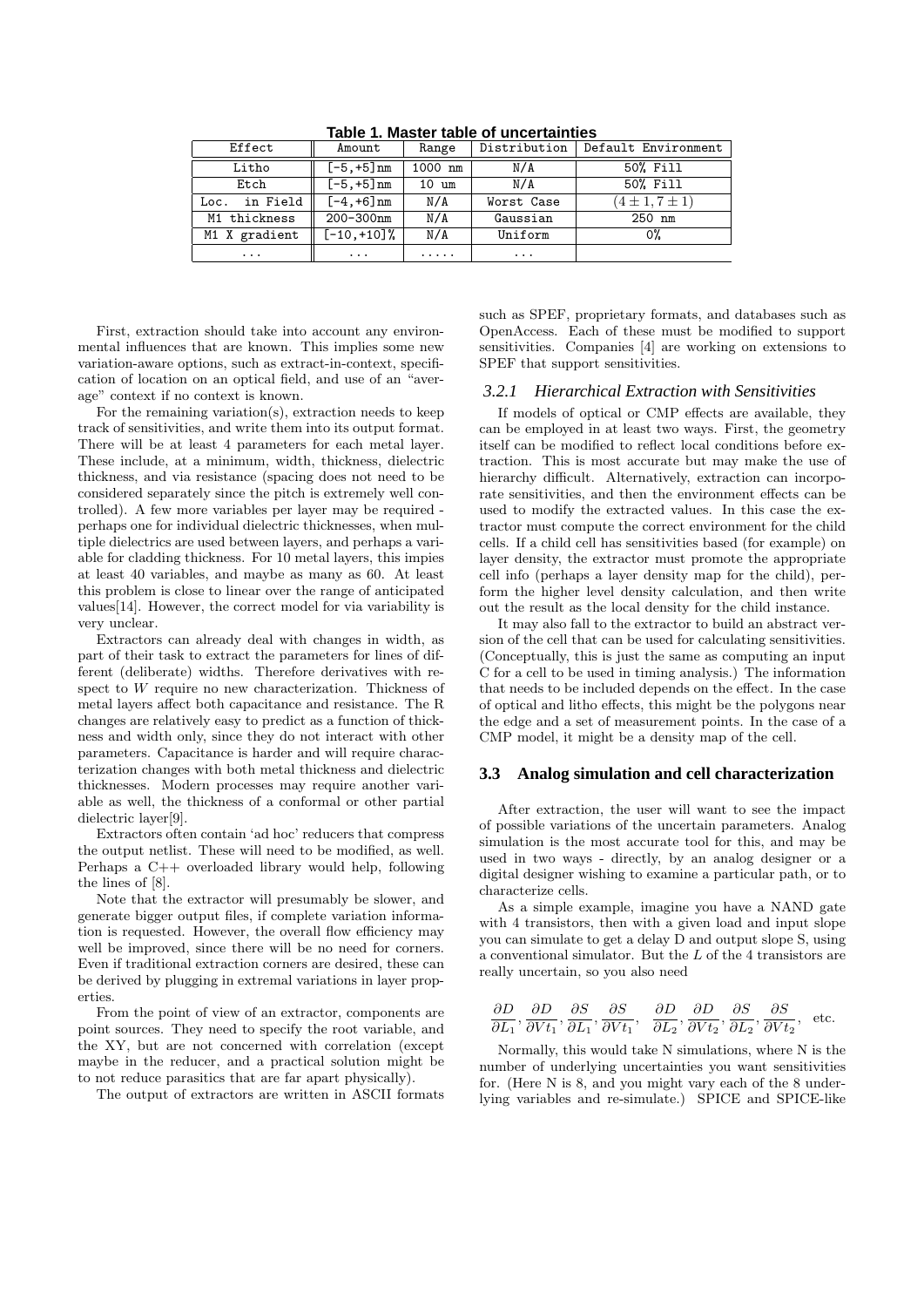**Table 1. Master table of uncertainties**

| Effect | Amount | Range | Distribution | Default Environment |
|---|---|---|---|---|
| Litho | [-5,+5]nm | 1000 nm | N/A | 50% Fill |
| Etch | [-5,+5]nm | 10 um | N/A | 50% Fill |
| Loc. in Field | [-4,+6]nm | N/A | Worst Case | $(4 \pm 1, 7 \pm 1)$ |
| M1 thickness | 200-300nm | N/A | Gaussian | 250 nm |
| M1 X gradient | [-10,+10]% | N/A | Uniform | 0% |
| ... | ... | ..... | ... | |

First, extraction should take into account any environmental influences that are known. This implies some new variation-aware options, such as extract-in-context, specification of location on an optical field, and use of an "average" context if no context is known.

For the remaining variation(s), extraction needs to keep track of sensitivities, and write them into its output format. There will be at least 4 parameters for each metal layer. These include, at a minimum, width, thickness, dielectric thickness, and via resistance (spacing does not need to be considered separately since the pitch is extremely well controlled). A few more variables per layer may be required - perhaps one for individual dielectric thicknesses, when multiple dielectrics are used between layers, and perhaps a variable for cladding thickness. For 10 metal layers, this impies at least 40 variables, and maybe as many as 60. At least this problem is close to linear over the range of anticipated values[14]. However, the correct model for via variability is very unclear.

Extractors can already deal with changes in width, as part of their task to extract the parameters for lines of different (deliberate) widths. Therefore derivatives with respect to $W$ require no new characterization. Thickness of metal layers affect both capacitance and resistance. The R changes are relatively easy to predict as a function of thickness and width only, since they do not interact with other parameters. Capacitance is harder and will require characterization changes with both metal thickness and dielectric thicknesses. Modern processes may require another variable as well, the thickness of a conformal or other partial dielectric layer[9].

Extractors often contain 'ad hoc' reducers that compress the output netlist. These will need to be modified, as well. Perhaps a C++ overloaded library would help, following the lines of [8].

Note that the extractor will presumably be slower, and generate bigger output files, if complete variation information is requested. However, the overall flow efficiency may well be improved, since there will be no need for corners. Even if traditional extraction corners are desired, these can be derived by plugging in extremal variations in layer properties.

From the point of view of an extractor, components are point sources. They need to specify the root variable, and the XY, but are not concerned with correlation (except maybe in the reducer, and a practical solution might be to not reduce parasitics that are far apart physically).

The output of extractors are written in ASCII formats such as SPEF, proprietary formats, and databases such as OpenAccess. Each of these must be modified to support sensitivities. Companies [4] are working on extensions to SPEF that support sensitivities.

#### *3.2.1 Hierarchical Extraction with Sensitivities*

If models of optical or CMP effects are available, they can be employed in at least two ways. First, the geometry itself can be modified to reflect local conditions before extraction. This is most accurate but may make the use of hierarchy difficult. Alternatively, extraction can incorporate sensitivities, and then the environment effects can be used to modify the extracted values. In this case the extractor must compute the correct environment for the child cells. If a child cell has sensitivities based (for example) on layer density, the extractor must promote the appropriate cell info (perhaps a layer density map for the child), perform the higher level density calculation, and then write out the result as the local density for the child instance.

It may also fall to the extractor to build an abstract version of the cell that can be used for calculating sensitivities. (Conceptually, this is just the same as computing an input C for a cell to be used in timing analysis.) The information that needs to be included depends on the effect. In the case of optical and litho effects, this might be the polygons near the edge and a set of measurement points. In the case of a CMP model, it might be a density map of the cell.

### 3.3 Analog simulation and cell characterization

After extraction, the user will want to see the impact of possible variations of the uncertain parameters. Analog simulation is the most accurate tool for this, and may be used in two ways - directly, by an analog designer or a digital designer wishing to examine a particular path, or to characterize cells.

As a simple example, imagine you have a NAND gate with 4 transistors, then with a given load and input slope you can simulate to get a delay D and output slope S, using a conventional simulator. But the $L$ of the 4 transistors are really uncertain, so you also need

$$\frac{\partial D}{\partial L_1}, \frac{\partial D}{\partial Vt_1}, \frac{\partial S}{\partial L_1}, \frac{\partial S}{\partial Vt_1}, \quad \frac{\partial D}{\partial L_2}, \frac{\partial D}{\partial Vt_2}, \frac{\partial S}{\partial L_2}, \frac{\partial S}{\partial Vt_2}, \quad \text{etc.}$$

Normally, this would take N simulations, where N is the number of underlying uncertainties you want sensitivities for. (Here N is 8, and you might vary each of the 8 underlying variables and re-simulate.) SPICE and SPICE-like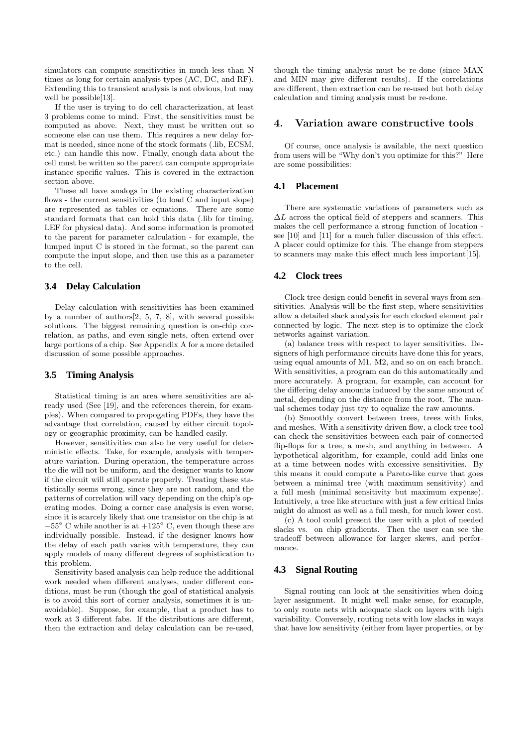simulators can compute sensitivities in much less than N times as long for certain analysis types (AC, DC, and RF). Extending this to transient analysis is not obvious, but may well be possible[13].

If the user is trying to do cell characterization, at least 3 problems come to mind. First, the sensitivities must be computed as above. Next, they must be written out so someone else can use them. This requires a new delay format is needed, since none of the stock formats (.lib, ECSM, etc.) can handle this now. Finally, enough data about the cell must be written so the parent can compute appropriate instance specific values. This is covered in the extraction section above.

These all have analogs in the existing characterization flows - the current sensitivities (to load C and input slope) are represented as tables or equations. There are some standard formats that can hold this data (.lib for timing, LEF for physical data). And some information is promoted to the parent for parameter calculation - for example, the lumped input C is stored in the format, so the parent can compute the input slope, and then use this as a parameter to the cell.

### 3.4 Delay Calculation

Delay calculation with sensitivities has been examined by a number of authors[2, 5, 7, 8], with several possible solutions. The biggest remaining question is on-chip correlation, as paths, and even single nets, often extend over large portions of a chip. See Appendix A for a more detailed discussion of some possible approaches.

### 3.5 Timing Analysis

Statistical timing is an area where sensitivities are already used (See [19], and the references therein, for examples). When compared to propogating PDFs, they have the advantage that correlation, caused by either circuit topology or geographic proximity, can be handled easily.

However, sensitivities can also be very useful for deterministic effects. Take, for example, analysis with temperature variation. During operation, the temperature across the die will not be uniform, and the designer wants to know if the circuit will still operate properly. Treating these statistically seems wrong, since they are not random, and the patterns of correlation will vary depending on the chip's operating modes. Doing a corner case analysis is even worse, since it is scarcely likely that one transistor on the chip is at $-55^{\circ}$ C while another is at $+125^{\circ}$ C, even though these are individually possible. Instead, if the designer knows how the delay of each path varies with temperature, they can apply models of many different degrees of sophistication to this problem.

Sensitivity based analysis can help reduce the additional work needed when different analyses, under different conditions, must be run (though the goal of statistical analysis is to avoid this sort of corner analysis, sometimes it is unavoidable). Suppose, for example, that a product has to work at 3 different fabs. If the distributions are different, then the extraction and delay calculation can be re-used, though the timing analysis must be re-done (since MAX and MIN may give different results). If the correlations are different, then extraction can be re-used but both delay calculation and timing analysis must be re-done.

## 4. Variation aware constructive tools

Of course, once analysis is available, the next question from users will be "Why don't you optimize for this?" Here are some possibilities:

### 4.1 Placement

There are systematic variations of parameters such as $\Delta L$ across the optical field of steppers and scanners. This makes the cell performance a strong function of location - see [10] and [11] for a much fuller discussion of this effect. A placer could optimize for this. The change from steppers to scanners may make this effect much less important[15].

### 4.2 Clock trees

Clock tree design could benefit in several ways from sensitivities. Analysis will be the first step, where sensitivities allow a detailed slack analysis for each clocked element pair connected by logic. The next step is to optimize the clock networks against variation.

(a) balance trees with respect to layer sensitivities. Designers of high performance circuits have done this for years, using equal amounts of M1, M2, and so on on each branch. With sensitivities, a program can do this automatically and more accurately. A program, for example, can account for the differing delay amounts induced by the same amount of metal, depending on the distance from the root. The manual schemes today just try to equalize the raw amounts.

(b) Smoothly convert between trees, trees with links, and meshes. With a sensitivity driven flow, a clock tree tool can check the sensitivities between each pair of connected flip-flops for a tree, a mesh, and anything in between. A hypothetical algorithm, for example, could add links one at a time between nodes with excessive sensitivities. By this means it could compute a Pareto-like curve that goes between a minimal tree (with maximum sensitivity) and a full mesh (minimal sensitivity but maximum expense). Intuitively, a tree like structure with just a few critical links might do almost as well as a full mesh, for much lower cost.

(c) A tool could present the user with a plot of needed slacks vs. on chip gradients. Then the user can see the tradeoff between allowance for larger skews, and performance.

### 4.3 Signal Routing

Signal routing can look at the sensitivities when doing layer assignment. It might well make sense, for example, to only route nets with adequate slack on layers with high variability. Conversely, routing nets with low slacks in ways that have low sensitivity (either from layer properties, or by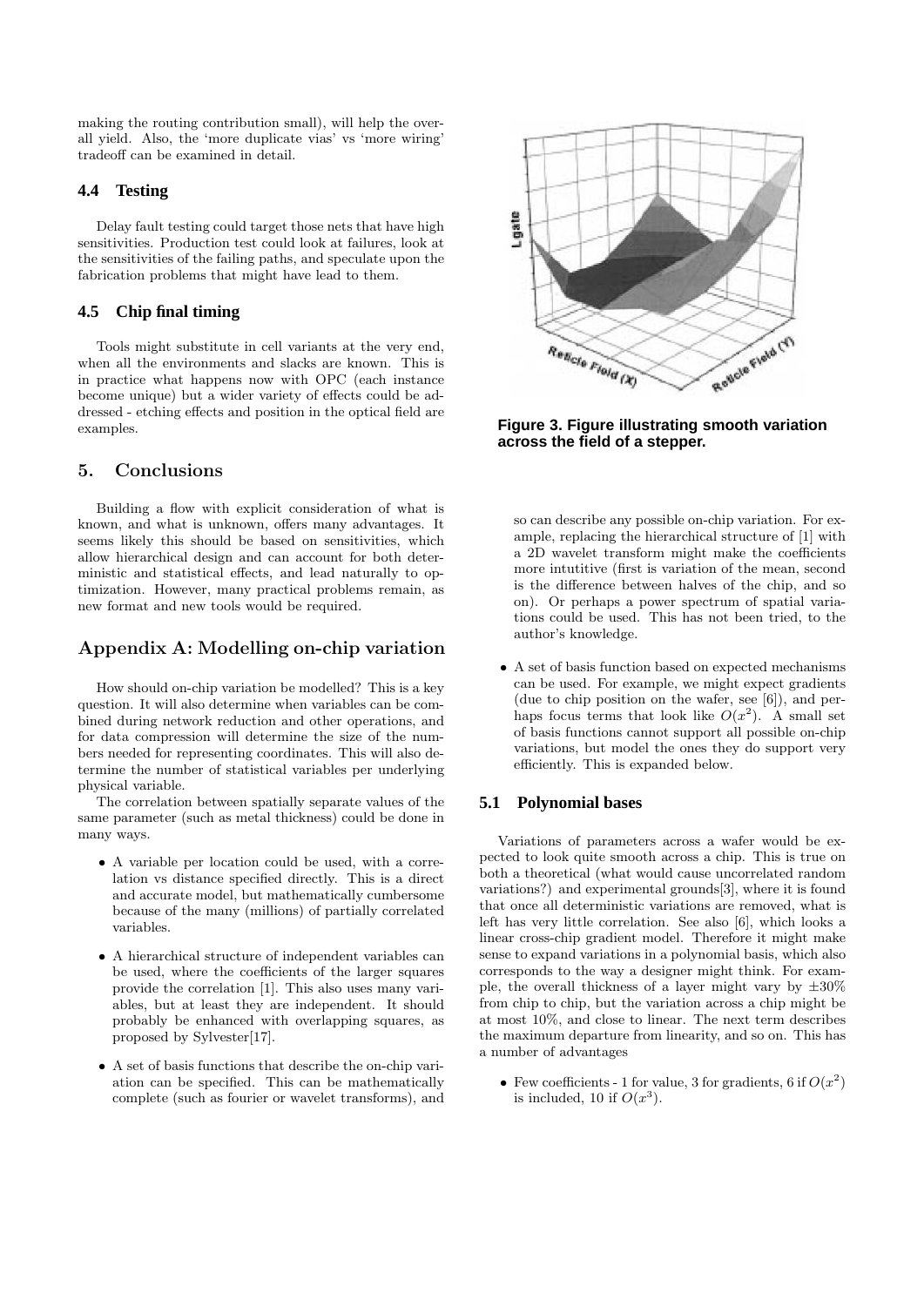making the routing contribution small), will help the overall yield. Also, the 'more duplicate vias' vs 'more wiring' tradeoff can be examined in detail.

### 4.4 Testing

Delay fault testing could target those nets that have high sensitivities. Production test could look at failures, look at the sensitivities of the failing paths, and speculate upon the fabrication problems that might have lead to them.

### 4.5 Chip final timing

Tools might substitute in cell variants at the very end, when all the environments and slacks are known. This is in practice what happens now with OPC (each instance become unique) but a wider variety of effects could be addressed - etching effects and position in the optical field are examples.

## 5. Conclusions

Building a flow with explicit consideration of what is known, and what is unknown, offers many advantages. It seems likely this should be based on sensitivities, which allow hierarchical design and can account for both deterministic and statistical effects, and lead naturally to optimization. However, many practical problems remain, as new format and new tools would be required.

## Appendix A: Modelling on-chip variation

How should on-chip variation be modelled? This is a key question. It will also determine when variables can be combined during network reduction and other operations, and for data compression will determine the size of the numbers needed for representing coordinates. This will also determine the number of statistical variables per underlying physical variable.

The correlation between spatially separate values of the same parameter (such as metal thickness) could be done in many ways.

- A variable per location could be used, with a correlation vs distance specified directly. This is a direct and accurate model, but mathematically cumbersome because of the many (millions) of partially correlated variables.
- A hierarchical structure of independent variables can be used, where the coefficients of the larger squares provide the correlation [1]. This also uses many variables, but at least they are independent. It should probably be enhanced with overlapping squares, as proposed by Sylvester[17].
- A set of basis functions that describe the on-chip variation can be specified. This can be mathematically complete (such as fourier or wavelet transforms), and so can describe any possible on-chip variation. For example, replacing the hierarchical structure of [1] with a 2D wavelet transform might make the coefficients more intutitive (first is variation of the mean, second is the difference between halves of the chip, and so on). Or perhaps a power spectrum of spatial variations could be used. This has not been tried, to the author's knowledge.
- A set of basis function based on expected mechanisms can be used. For example, we might expect gradients (due to chip position on the wafer, see [6]), and perhaps focus terms that look like $O(x^2)$. A small set of basis functions cannot support all possible on-chip variations, but model the ones they do support very efficiently. This is expanded below.

Figure 3. Figure illustrating smooth variation across the field of a stepper.

### 5.1 Polynomial bases

Variations of parameters across a wafer would be expected to look quite smooth across a chip. This is true on both a theoretical (what would cause uncorrelated random variations?) and experimental grounds[3], where it is found that once all deterministic variations are removed, what is left has very little correlation. See also [6], which looks a linear cross-chip gradient model. Therefore it might make sense to expand variations in a polynomial basis, which also corresponds to the way a designer might think. For example, the overall thickness of a layer might vary by $\pm 30\%$ from chip to chip, but the variation across a chip might be at most 10%, and close to linear. The next term describes the maximum departure from linearity, and so on. This has a number of advantages

- Few coefficients - 1 for value, 3 for gradients, 6 if $O(x^2)$ is included, 10 if $O(x^3)$.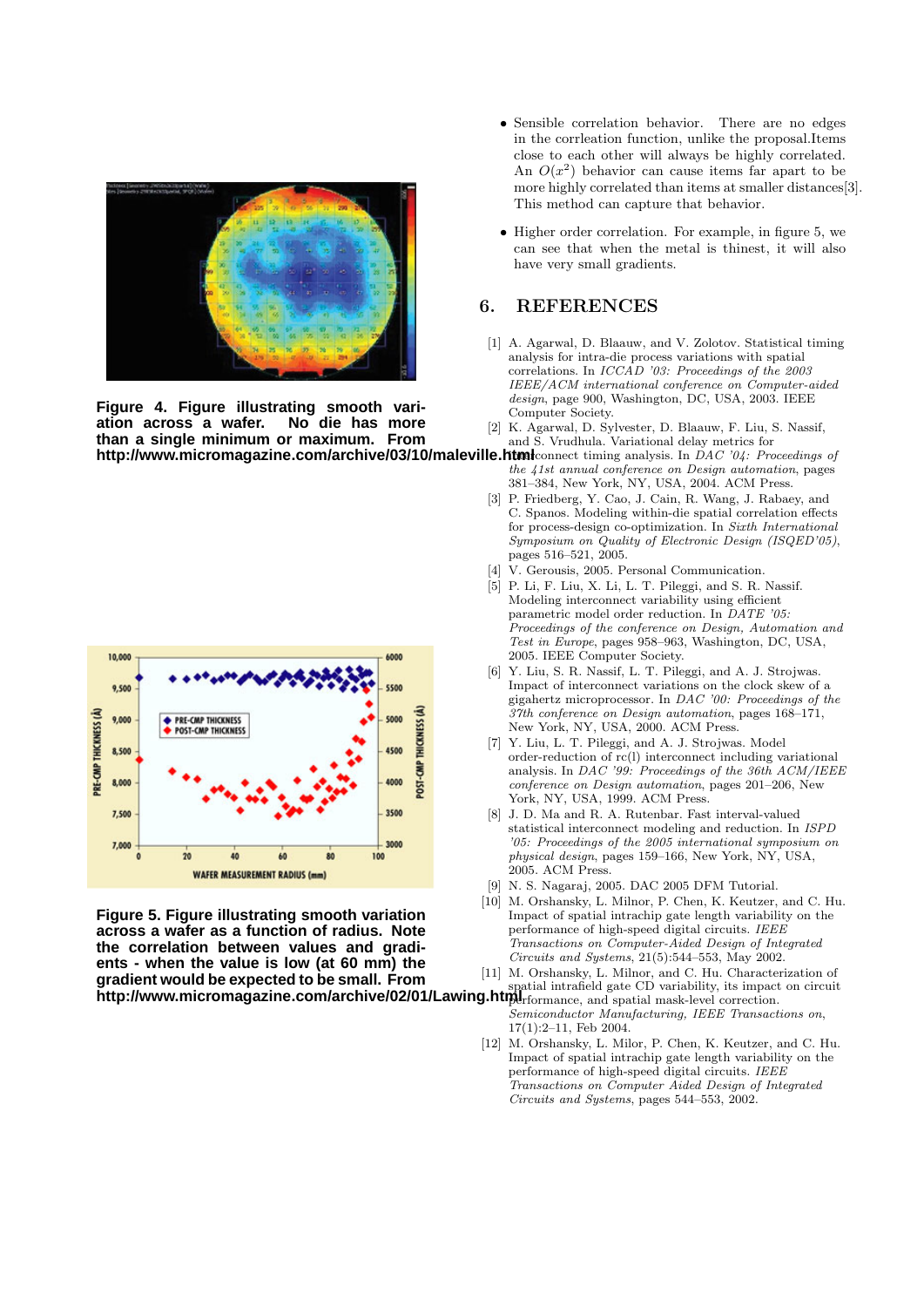Figure 4. Figure illustrating smooth variation across a wafer. No die has more than a single minimum or maximum. From http://www.micromagazine.com/archive/03/10/maleville.html

Figure 5. Figure illustrating smooth variation across a wafer as a function of radius. Note the correlation between values and gradients - when the value is low (at 60 mm) the gradient would be expected to be small. From http://www.micromagazine.com/archive/02/01/Lawing.html

- Sensible correlation behavior. There are no edges in the corrleation function, unlike the proposal.Items close to each other will always be highly correlated. An $O(x^2)$ behavior can cause items far apart to be more highly correlated than items at smaller distances[3]. This method can capture that behavior.
- Higher order correlation. For example, in figure 5, we can see that when the metal is thinest, it will also have very small gradients.

## 6. REFERENCES

[1] A. Agarwal, D. Blaauw, and V. Zolotov. Statistical timing analysis for intra-die process variations with spatial correlations. In *ICCAD '03: Proceedings of the 2003 IEEE/ACM international conference on Computer-aided design*, page 900, Washington, DC, USA, 2003. IEEE Computer Society.

[2] K. Agarwal, D. Sylvester, D. Blaauw, F. Liu, S. Nassif, and S. Vrudhula. Variational delay metrics for interconnect timing analysis. In *DAC '04: Proceedings of the 41st annual conference on Design automation*, pages 381–384, New York, NY, USA, 2004. ACM Press.

[3] P. Friedberg, Y. Cao, J. Cain, R. Wang, J. Rabaey, and C. Spanos. Modeling within-die spatial correlation effects for process-design co-optimization. In *Sixth International Symposium on Quality of Electronic Design (ISQED'05)*, pages 516–521, 2005.

[4] V. Gerousis, 2005. Personal Communication.

[5] P. Li, F. Liu, X. Li, L. T. Pileggi, and S. R. Nassif. Modeling interconnect variability using efficient parametric model order reduction. In *DATE '05: Proceedings of the conference on Design, Automation and Test in Europe*, pages 958–963, Washington, DC, USA, 2005. IEEE Computer Society.

[6] Y. Liu, S. R. Nassif, L. T. Pileggi, and A. J. Strojwas. Impact of interconnect variations on the clock skew of a gigahertz microprocessor. In *DAC '00: Proceedings of the 37th conference on Design automation*, pages 168–171, New York, NY, USA, 2000. ACM Press.

[7] Y. Liu, L. T. Pileggi, and A. J. Strojwas. Model order-reduction of rc(l) interconnect including variational analysis. In *DAC '99: Proceedings of the 36th ACM/IEEE conference on Design automation*, pages 201–206, New York, NY, USA, 1999. ACM Press.

[8] J. D. Ma and R. A. Rutenbar. Fast interval-valued statistical interconnect modeling and reduction. In *ISPD '05: Proceedings of the 2005 international symposium on physical design*, pages 159–166, New York, NY, USA, 2005. ACM Press.

[9] N. S. Nagaraj, 2005. DAC 2005 DFM Tutorial.

[10] M. Orshansky, L. Milnor, P. Chen, K. Keutzer, and C. Hu. Impact of spatial intrachip gate length variability on the performance of high-speed digital circuits. *IEEE Transactions on Computer-Aided Design of Integrated Circuits and Systems*, 21(5):544–553, May 2002.

[11] M. Orshansky, L. Milnor, and C. Hu. Characterization of spatial intrafield gate CD variability, its impact on circuit performance, and spatial mask-level correction. *Semiconductor Manufacturing, IEEE Transactions on*, 17(1):2–11, Feb 2004.

[12] M. Orshansky, L. Milor, P. Chen, K. Keutzer, and C. Hu. Impact of spatial intrachip gate length variability on the performance of high-speed digital circuits. *IEEE Transactions on Computer Aided Design of Integrated Circuits and Systems*, pages 544–553, 2002.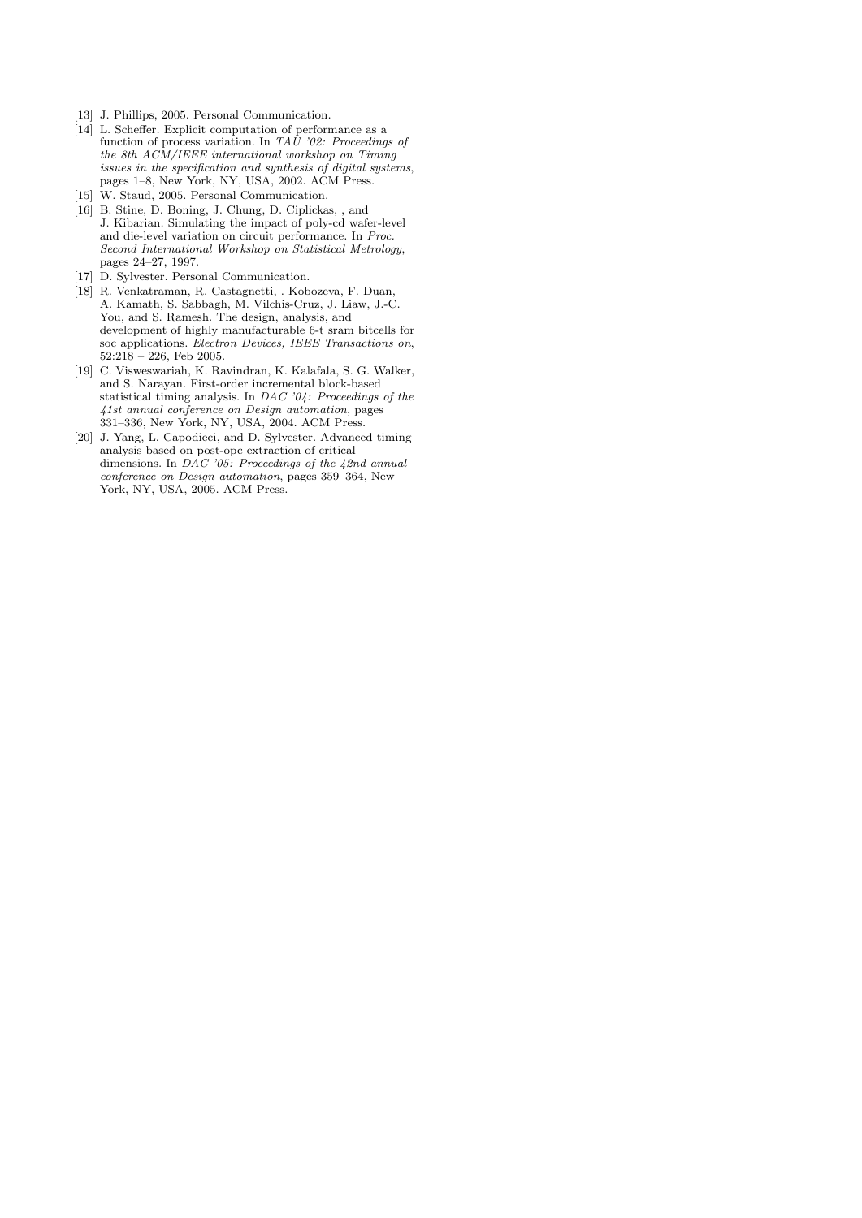[13] J. Phillips, 2005. Personal Communication.

[14] L. Scheffer. Explicit computation of performance as a function of process variation. In *TAU '02: Proceedings of the 8th ACM/IEEE international workshop on Timing issues in the specification and synthesis of digital systems*, pages 1–8, New York, NY, USA, 2002. ACM Press.

[15] W. Staud, 2005. Personal Communication.

[16] B. Stine, D. Boning, J. Chung, D. Ciplickas, , and J. Kibarian. Simulating the impact of poly-cd wafer-level and die-level variation on circuit performance. In *Proc. Second International Workshop on Statistical Metrology*, pages 24–27, 1997.

[17] D. Sylvester. Personal Communication.

[18] R. Venkatraman, R. Castagnetti, . Kobozeva, F. Duan, A. Kamath, S. Sabbagh, M. Vilchis-Cruz, J. Liaw, J.-C. You, and S. Ramesh. The design, analysis, and development of highly manufacturable 6-t sram bitcells for soc applications. *Electron Devices, IEEE Transactions on*, 52:218 – 226, Feb 2005.

[19] C. Visweswariah, K. Ravindran, K. Kalafala, S. G. Walker, and S. Narayan. First-order incremental block-based statistical timing analysis. In *DAC '04: Proceedings of the 41st annual conference on Design automation*, pages 331–336, New York, NY, USA, 2004. ACM Press.

[20] J. Yang, L. Capodieci, and D. Sylvester. Advanced timing analysis based on post-opc extraction of critical dimensions. In *DAC '05: Proceedings of the 42nd annual conference on Design automation*, pages 359–364, New York, NY, USA, 2005. ACM Press.